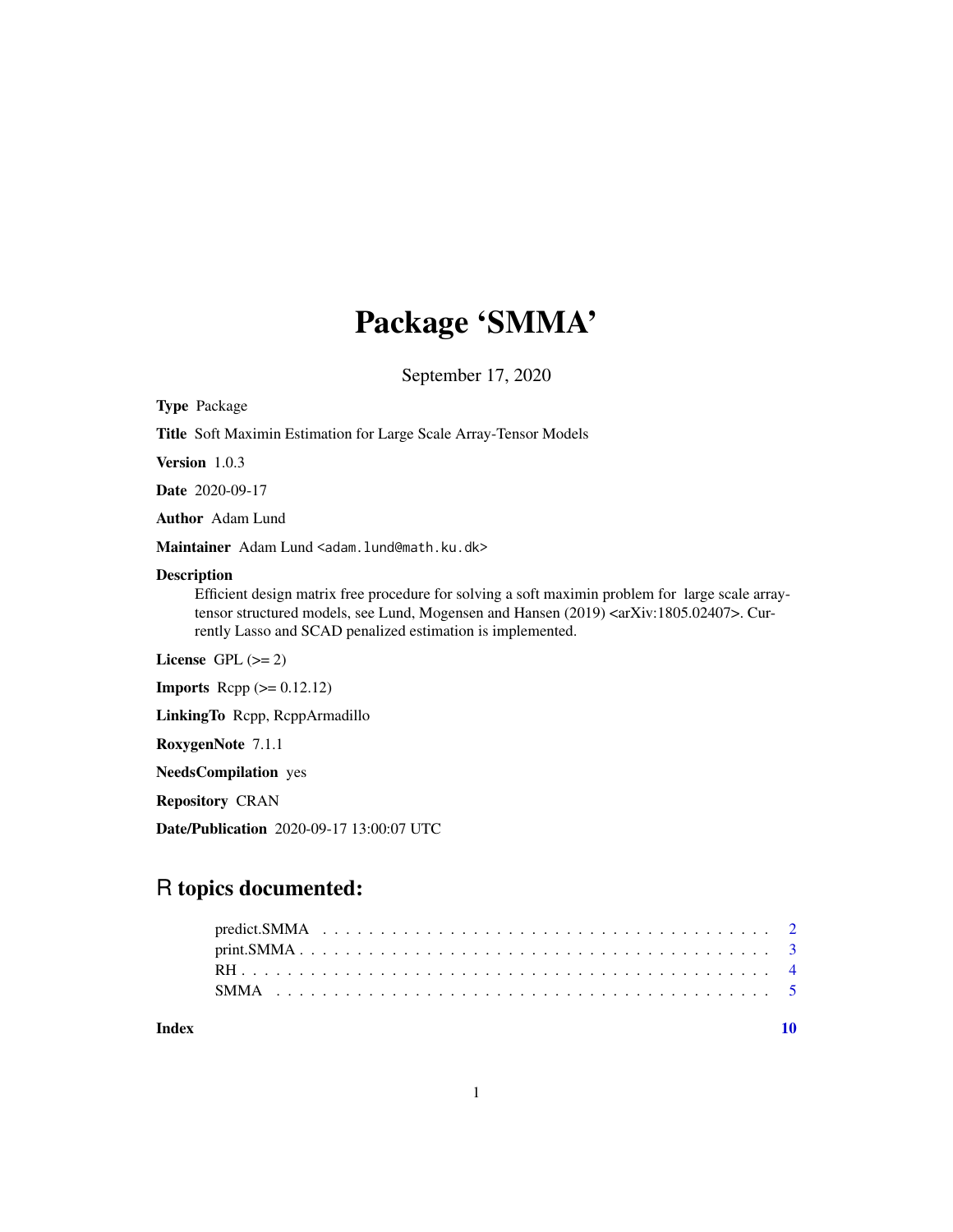# Package 'SMMA'

September 17, 2020

**Type** Package

**Title** Soft Maximin Estimation for Large Scale Array-Tensor Models

**Version** 1.0.3

**Date** 2020-09-17

**Author** Adam Lund

**Maintainer** Adam Lund <adam.lund@math.ku.dk>

**Description**
Efficient design matrix free procedure for solving a soft maximin problem for large scale array-tensor structured models, see Lund, Mogensen and Hansen (2019) <arXiv:1805.02407>. Currently Lasso and SCAD penalized estimation is implemented.

**License** GPL (>= 2)

**Imports** Rcpp (>= 0.12.12)

**LinkingTo** Rcpp, RcppArmadillo

**RoxygenNote** 7.1.1

**NeedsCompilation** yes

**Repository** CRAN

**Date/Publication** 2020-09-17 13:00:07 UTC

## R topics documented:

- predict.SMMA . . . . . . . . . . . . . . . . . . . . . . . . . . . . . . . . . . . . . . . 2
- print.SMMA . . . . . . . . . . . . . . . . . . . . . . . . . . . . . . . . . . . . . . . . 3
- RH . . . . . . . . . . . . . . . . . . . . . . . . . . . . . . . . . . . . . . . . . . . . . 4
- SMMA . . . . . . . . . . . . . . . . . . . . . . . . . . . . . . . . . . . . . . . . . . . 5

**Index** 10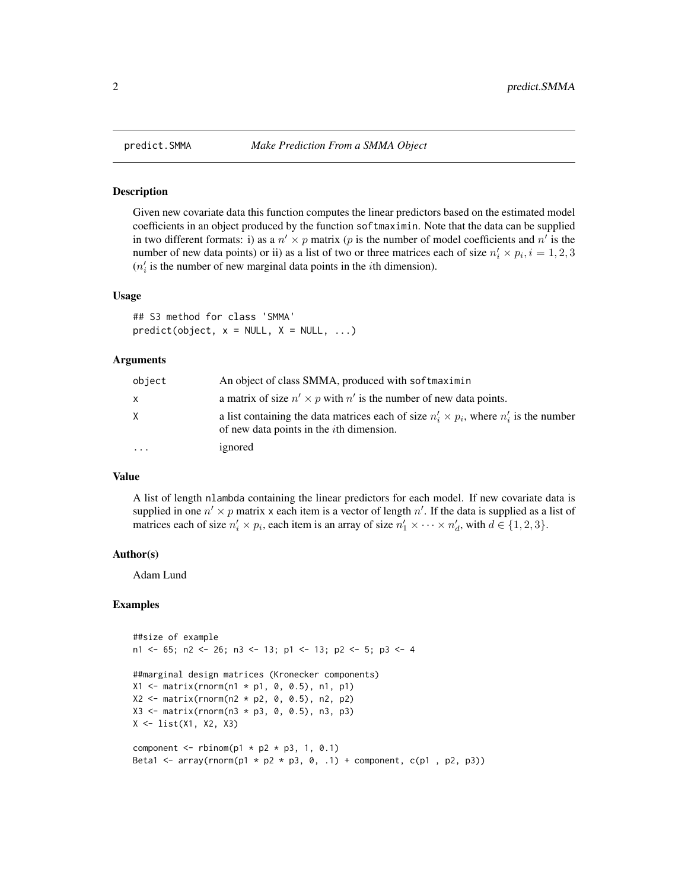# predict.SMMA — *Make Prediction From a SMMA Object*

## Description

Given new covariate data this function computes the linear predictors based on the estimated model coefficients in an object produced by the function `softmaximin`. Note that the data can be supplied in two different formats: i) as a $n' \times p$ matrix ($p$ is the number of model coefficients and $n'$ is the number of new data points) or ii) as a list of two or three matrices each of size $n'_i \times p_i, i = 1, 2, 3$ ($n'_i$ is the number of new marginal data points in the $i$th dimension).

## Usage

```
## S3 method for class 'SMMA'
predict(object, x = NULL, X = NULL, ...)
```

## Arguments

| | |
|---|---|
| `object` | An object of class SMMA, produced with `softmaximin` |
| `x` | a matrix of size $n' \times p$ with $n'$ is the number of new data points. |
| `X` | a list containing the data matrices each of size $n'_i \times p_i$, where $n'_i$ is the number of new data points in the $i$th dimension. |
| `...` | ignored |

## Value

A list of length `nlambda` containing the linear predictors for each model. If new covariate data is supplied in one $n' \times p$ matrix `x` each item is a vector of length $n'$. If the data is supplied as a list of matrices each of size $n'_i \times p_i$, each item is an array of size $n'_1 \times \cdots \times n'_d$, with $d \in \{1, 2, 3\}$.

## Author(s)

Adam Lund

## Examples

```
##size of example
n1 <- 65; n2 <- 26; n3 <- 13; p1 <- 13; p2 <- 5; p3 <- 4

##marginal design matrices (Kronecker components)
X1 <- matrix(rnorm(n1 * p1, 0, 0.5), n1, p1)
X2 <- matrix(rnorm(n2 * p2, 0, 0.5), n2, p2)
X3 <- matrix(rnorm(n3 * p3, 0, 0.5), n3, p3)
X <- list(X1, X2, X3)

component <- rbinom(p1 * p2 * p3, 1, 0.1)
Beta1 <- array(rnorm(p1 * p2 * p3, 0, .1) + component, c(p1 , p2, p3))
```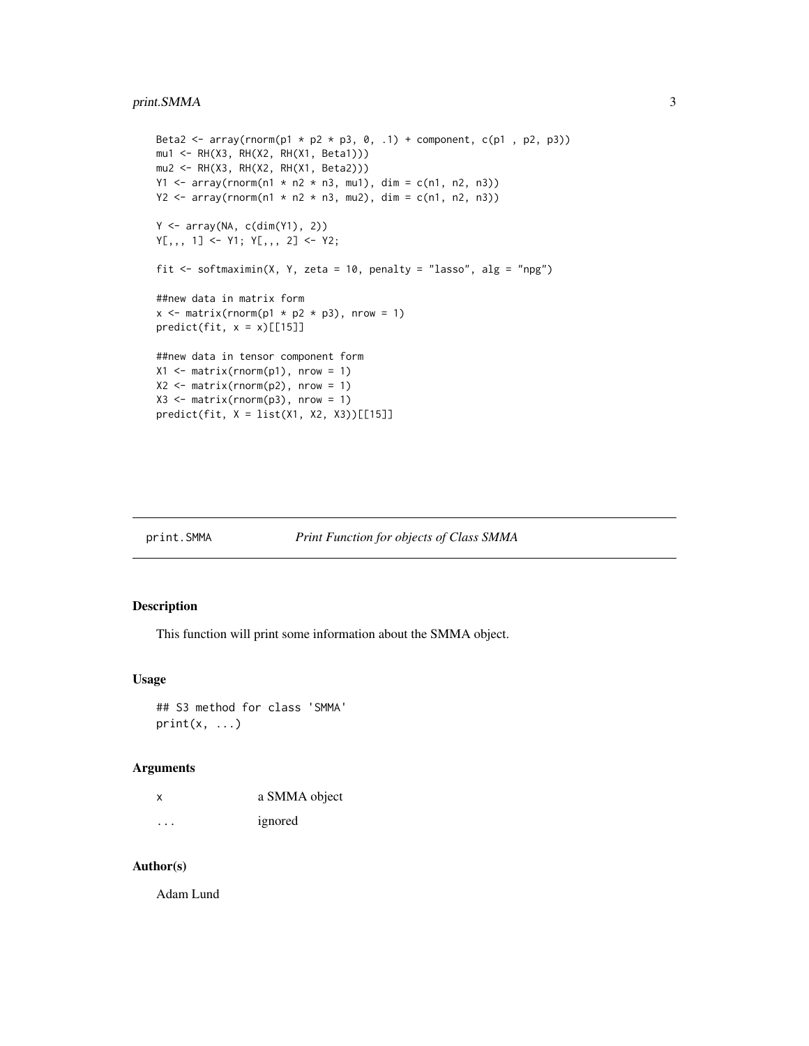```
Beta2 <- array(rnorm(p1 * p2 * p3, 0, .1) + component, c(p1 , p2, p3))
mu1 <- RH(X3, RH(X2, RH(X1, Beta1)))
mu2 <- RH(X3, RH(X2, RH(X1, Beta2)))
Y1 <- array(rnorm(n1 * n2 * n3, mu1), dim = c(n1, n2, n3))
Y2 <- array(rnorm(n1 * n2 * n3, mu2), dim = c(n1, n2, n3))

Y <- array(NA, c(dim(Y1), 2))
Y[,,, 1] <- Y1; Y[,,, 2] <- Y2;

fit <- softmaximin(X, Y, zeta = 10, penalty = "lasso", alg = "npg")

##new data in matrix form
x <- matrix(rnorm(p1 * p2 * p3), nrow = 1)
predict(fit, x = x)[[15]]

##new data in tensor component form
X1 <- matrix(rnorm(p1), nrow = 1)
X2 <- matrix(rnorm(p2), nrow = 1)
X3 <- matrix(rnorm(p3), nrow = 1)
predict(fit, X = list(X1, X2, X3))[[15]]
```

---

## print.SMMA — *Print Function for objects of Class SMMA*

### Description

This function will print some information about the SMMA object.

### Usage

```
## S3 method for class 'SMMA'
print(x, ...)
```

### Arguments

| | |
|---|---|
| x | a SMMA object |
| ... | ignored |

### Author(s)

Adam Lund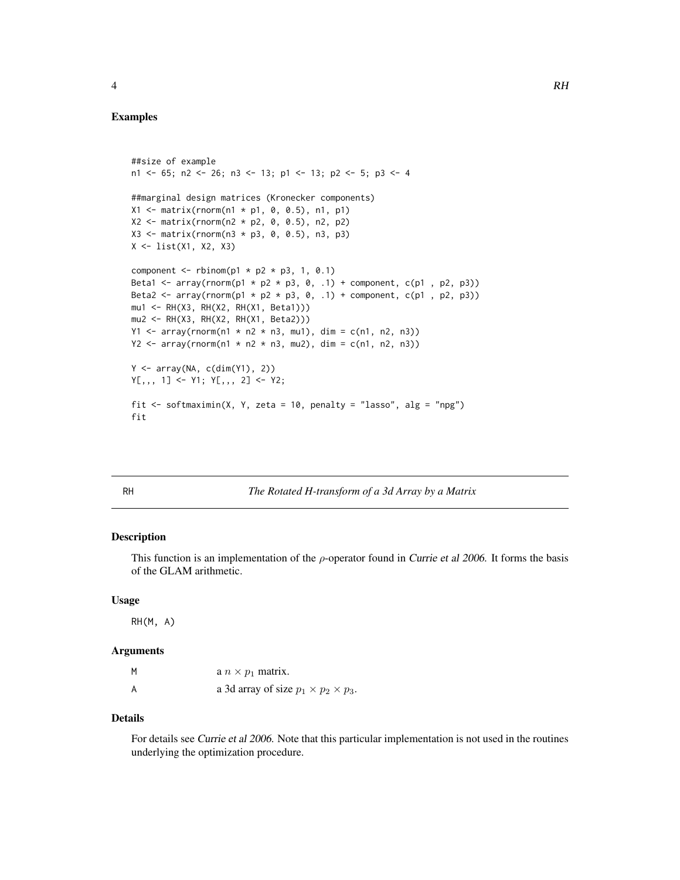## Examples

```
##size of example
n1 <- 65; n2 <- 26; n3 <- 13; p1 <- 13; p2 <- 5; p3 <- 4

##marginal design matrices (Kronecker components)
X1 <- matrix(rnorm(n1 * p1, 0, 0.5), n1, p1)
X2 <- matrix(rnorm(n2 * p2, 0, 0.5), n2, p2)
X3 <- matrix(rnorm(n3 * p3, 0, 0.5), n3, p3)
X <- list(X1, X2, X3)

component <- rbinom(p1 * p2 * p3, 1, 0.1)
Beta1 <- array(rnorm(p1 * p2 * p3, 0, .1) + component, c(p1 , p2, p3))
Beta2 <- array(rnorm(p1 * p2 * p3, 0, .1) + component, c(p1 , p2, p3))
mu1 <- RH(X3, RH(X2, RH(X1, Beta1)))
mu2 <- RH(X3, RH(X2, RH(X1, Beta2)))
Y1 <- array(rnorm(n1 * n2 * n3, mu1), dim = c(n1, n2, n3))
Y2 <- array(rnorm(n1 * n2 * n3, mu2), dim = c(n1, n2, n3))

Y <- array(NA, c(dim(Y1), 2))
Y[,,, 1] <- Y1; Y[,,, 2] <- Y2;

fit <- softmaximin(X, Y, zeta = 10, penalty = "lasso", alg = "npg")
fit
```

---

# RH — *The Rotated H-transform of a 3d Array by a Matrix*

## Description

This function is an implementation of the $\rho$-operator found in *Currie et al 2006*. It forms the basis of the GLAM arithmetic.

## Usage

```
RH(M, A)
```

## Arguments

| | |
|---|---|
| M | a $n \times p_1$ matrix. |
| A | a 3d array of size $p_1 \times p_2 \times p_3$. |

## Details

For details see *Currie et al 2006*. Note that this particular implementation is not used in the routines underlying the optimization procedure.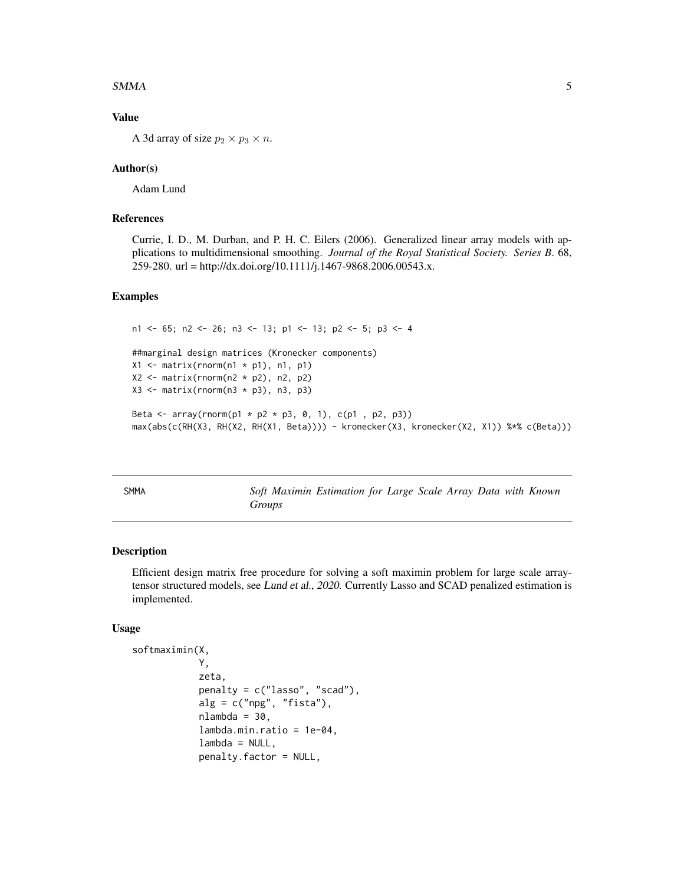## Value

A 3d array of size $p_2 \times p_3 \times n$.

## Author(s)

Adam Lund

## References

Currie, I. D., M. Durban, and P. H. C. Eilers (2006). Generalized linear array models with applications to multidimensional smoothing. *Journal of the Royal Statistical Society. Series B*. 68, 259-280. url = http://dx.doi.org/10.1111/j.1467-9868.2006.00543.x.

## Examples

```
n1 <- 65; n2 <- 26; n3 <- 13; p1 <- 13; p2 <- 5; p3 <- 4

##marginal design matrices (Kronecker components)
X1 <- matrix(rnorm(n1 * p1), n1, p1)
X2 <- matrix(rnorm(n2 * p2), n2, p2)
X3 <- matrix(rnorm(n3 * p3), n3, p3)

Beta <- array(rnorm(p1 * p2 * p3, 0, 1), c(p1 , p2, p3))
max(abs(c(RH(X3, RH(X2, RH(X1, Beta)))) - kronecker(X3, kronecker(X2, X1)) %*% c(Beta)))
```

---

# SMMA — *Soft Maximin Estimation for Large Scale Array Data with Known Groups*

---

## Description

Efficient design matrix free procedure for solving a soft maximin problem for large scale array-tensor structured models, see *Lund et al., 2020*. Currently Lasso and SCAD penalized estimation is implemented.

## Usage

```
softmaximin(X,
            Y,
            zeta,
            penalty = c("lasso", "scad"),
            alg = c("npg", "fista"),
            nlambda = 30,
            lambda.min.ratio = 1e-04,
            lambda = NULL,
            penalty.factor = NULL,
```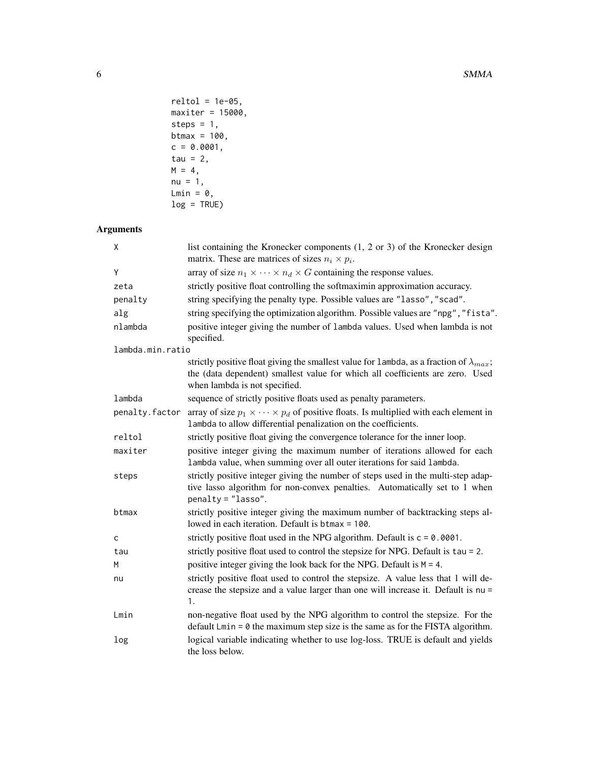```
        reltol = 1e-05,
        maxiter = 15000,
        steps = 1,
        btmax = 100,
        c = 0.0001,
        tau = 2,
        M = 4,
        nu = 1,
        Lmin = 0,
        log = TRUE)
```

## Arguments

| | |
|---|---|
| X | list containing the Kronecker components (1, 2 or 3) of the Kronecker design matrix. These are matrices of sizes $n_i \times p_i$. |
| Y | array of size $n_1 \times \cdots \times n_d \times G$ containing the response values. |
| zeta | strictly positive float controlling the softmaximin approximation accuracy. |
| penalty | string specifying the penalty type. Possible values are "lasso", "scad". |
| alg | string specifying the optimization algorithm. Possible values are "npg", "fista". |
| nlambda | positive integer giving the number of lambda values. Used when lambda is not specified. |
| lambda.min.ratio | strictly positive float giving the smallest value for lambda, as a fraction of $\lambda_{max}$; the (data dependent) smallest value for which all coefficients are zero. Used when lambda is not specified. |
| lambda | sequence of strictly positive floats used as penalty parameters. |
| penalty.factor | array of size $p_1 \times \cdots \times p_d$ of positive floats. Is multiplied with each element in lambda to allow differential penalization on the coefficients. |
| reltol | strictly positive float giving the convergence tolerance for the inner loop. |
| maxiter | positive integer giving the maximum number of iterations allowed for each lambda value, when summing over all outer iterations for said lambda. |
| steps | strictly positive integer giving the number of steps used in the multi-step adaptive lasso algorithm for non-convex penalties. Automatically set to 1 when penalty = "lasso". |
| btmax | strictly positive integer giving the maximum number of backtracking steps allowed in each iteration. Default is btmax = 100. |
| c | strictly positive float used in the NPG algorithm. Default is c = 0.0001. |
| tau | strictly positive float used to control the stepsize for NPG. Default is tau = 2. |
| M | positive integer giving the look back for the NPG. Default is M = 4. |
| nu | strictly positive float used to control the stepsize. A value less that 1 will decrease the stepsize and a value larger than one will increase it. Default is nu = 1. |
| Lmin | non-negative float used by the NPG algorithm to control the stepsize. For the default Lmin = 0 the maximum step size is the same as for the FISTA algorithm. |
| log | logical variable indicating whether to use log-loss. TRUE is default and yields the loss below. |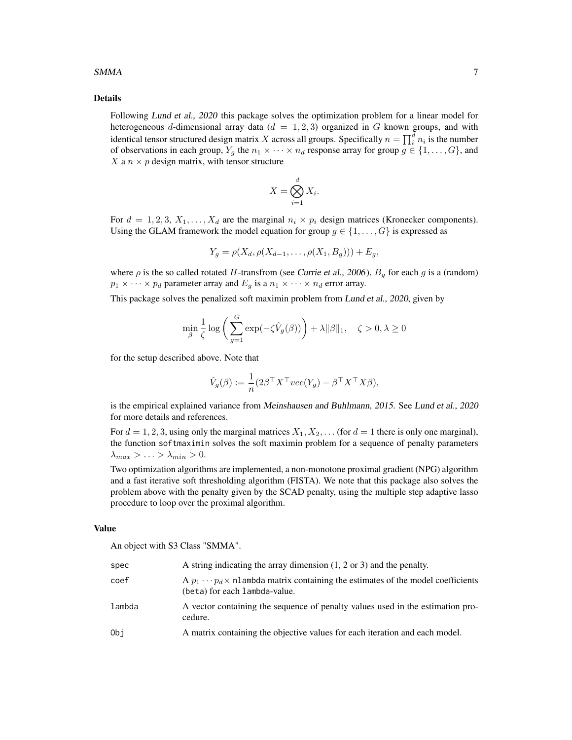### Details

Following *Lund et al., 2020* this package solves the optimization problem for a linear model for heterogeneous $d$-dimensional array data ($d = 1, 2, 3$) organized in $G$ known groups, and with identical tensor structured design matrix $X$ across all groups. Specifically $n = \prod_i^d n_i$ is the number of observations in each group, $Y_g$ the $n_1 \times \cdots \times n_d$ response array for group $g \in \{1, \ldots, G\}$, and $X$ a $n \times p$ design matrix, with tensor structure

$$X = \bigotimes_{i=1}^{d} X_i.$$

For $d = 1, 2, 3$, $X_1, \ldots, X_d$ are the marginal $n_i \times p_i$ design matrices (Kronecker components). Using the GLAM framework the model equation for group $g \in \{1, \ldots, G\}$ is expressed as

$$Y_g = \rho(X_d, \rho(X_{d-1}, \ldots, \rho(X_1, B_g))) + E_g,$$

where $\rho$ is the so called rotated $H$-transfrom (see *Currie et al., 2006*), $B_g$ for each $g$ is a (random) $p_1 \times \cdots \times p_d$ parameter array and $E_g$ is a $n_1 \times \cdots \times n_d$ error array.

This package solves the penalized soft maximin problem from *Lund et al., 2020*, given by

$$\min_{\beta} \frac{1}{\zeta} \log\bigg(\sum_{g=1}^{G} \exp(-\zeta \hat{V}_g(\beta))\bigg) + \lambda \|\beta\|_1, \quad \zeta > 0, \lambda \geq 0$$

for the setup described above. Note that

$$\hat{V}_g(\beta) := \frac{1}{n}(2\beta^\top X^\top vec(Y_g) - \beta^\top X^\top X \beta),$$

is the empirical explained variance from *Meinshausen and Buhlmann, 2015*. See *Lund et al., 2020* for more details and references.

For $d = 1, 2, 3$, using only the marginal matrices $X_1, X_2, \ldots$ (for $d = 1$ there is only one marginal), the function `softmaximin` solves the soft maximin problem for a sequence of penalty parameters $\lambda_{max} > \ldots > \lambda_{min} > 0$.

Two optimization algorithms are implemented, a non-monotone proximal gradient (NPG) algorithm and a fast iterative soft thresholding algorithm (FISTA). We note that this package also solves the problem above with the penalty given by the SCAD penalty, using the multiple step adaptive lasso procedure to loop over the proximal algorithm.

### Value

An object with S3 Class "SMMA".

| | |
|---|---|
| `spec` | A string indicating the array dimension (1, 2 or 3) and the penalty. |
| `coef` | A $p_1 \cdots p_d \times$ `nlambda` matrix containing the estimates of the model coefficients (`beta`) for each `lambda`-value. |
| `lambda` | A vector containing the sequence of penalty values used in the estimation procedure. |
| `Obj` | A matrix containing the objective values for each iteration and each model. |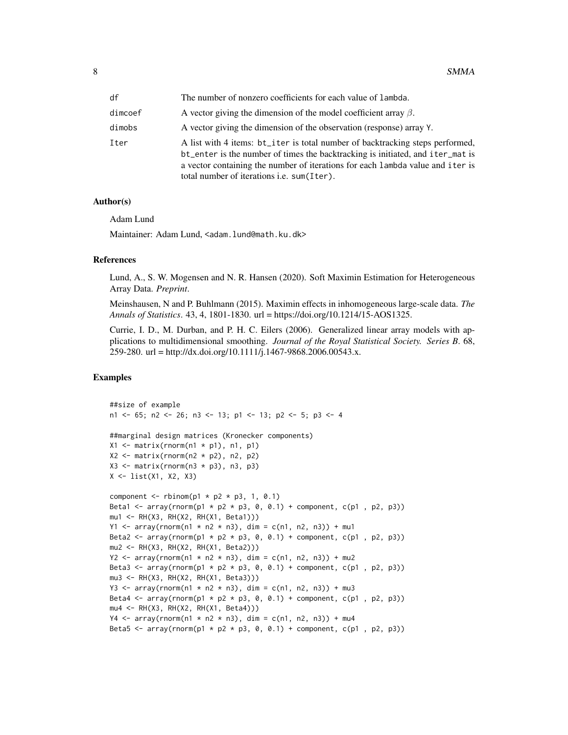| | |
|---|---|
| df | The number of nonzero coefficients for each value of lambda. |
| dimcoef | A vector giving the dimension of the model coefficient array $\beta$. |
| dimobs | A vector giving the dimension of the observation (response) array Y. |
| Iter | A list with 4 items: bt_iter is total number of backtracking steps performed, bt_enter is the number of times the backtracking is initiated, and iter_mat is a vector containing the number of iterations for each lambda value and iter is total number of iterations i.e. sum(Iter). |

## Author(s)

Adam Lund

Maintainer: Adam Lund, <adam.lund@math.ku.dk>

## References

Lund, A., S. W. Mogensen and N. R. Hansen (2020). Soft Maximin Estimation for Heterogeneous Array Data. *Preprint*.

Meinshausen, N and P. Buhlmann (2015). Maximin effects in inhomogeneous large-scale data. *The Annals of Statistics*. 43, 4, 1801-1830. url = https://doi.org/10.1214/15-AOS1325.

Currie, I. D., M. Durban, and P. H. C. Eilers (2006). Generalized linear array models with applications to multidimensional smoothing. *Journal of the Royal Statistical Society. Series B*. 68, 259-280. url = http://dx.doi.org/10.1111/j.1467-9868.2006.00543.x.

## Examples

```
##size of example
n1 <- 65; n2 <- 26; n3 <- 13; p1 <- 13; p2 <- 5; p3 <- 4

##marginal design matrices (Kronecker components)
X1 <- matrix(rnorm(n1 * p1), n1, p1)
X2 <- matrix(rnorm(n2 * p2), n2, p2)
X3 <- matrix(rnorm(n3 * p3), n3, p3)
X <- list(X1, X2, X3)

component <- rbinom(p1 * p2 * p3, 1, 0.1)
Beta1 <- array(rnorm(p1 * p2 * p3, 0, 0.1) + component, c(p1 , p2, p3))
mu1 <- RH(X3, RH(X2, RH(X1, Beta1)))
Y1 <- array(rnorm(n1 * n2 * n3), dim = c(n1, n2, n3)) + mu1
Beta2 <- array(rnorm(p1 * p2 * p3, 0, 0.1) + component, c(p1 , p2, p3))
mu2 <- RH(X3, RH(X2, RH(X1, Beta2)))
Y2 <- array(rnorm(n1 * n2 * n3), dim = c(n1, n2, n3)) + mu2
Beta3 <- array(rnorm(p1 * p2 * p3, 0, 0.1) + component, c(p1 , p2, p3))
mu3 <- RH(X3, RH(X2, RH(X1, Beta3)))
Y3 <- array(rnorm(n1 * n2 * n3), dim = c(n1, n2, n3)) + mu3
Beta4 <- array(rnorm(p1 * p2 * p3, 0, 0.1) + component, c(p1 , p2, p3))
mu4 <- RH(X3, RH(X2, RH(X1, Beta4)))
Y4 <- array(rnorm(n1 * n2 * n3), dim = c(n1, n2, n3)) + mu4
Beta5 <- array(rnorm(p1 * p2 * p3, 0, 0.1) + component, c(p1 , p2, p3))
```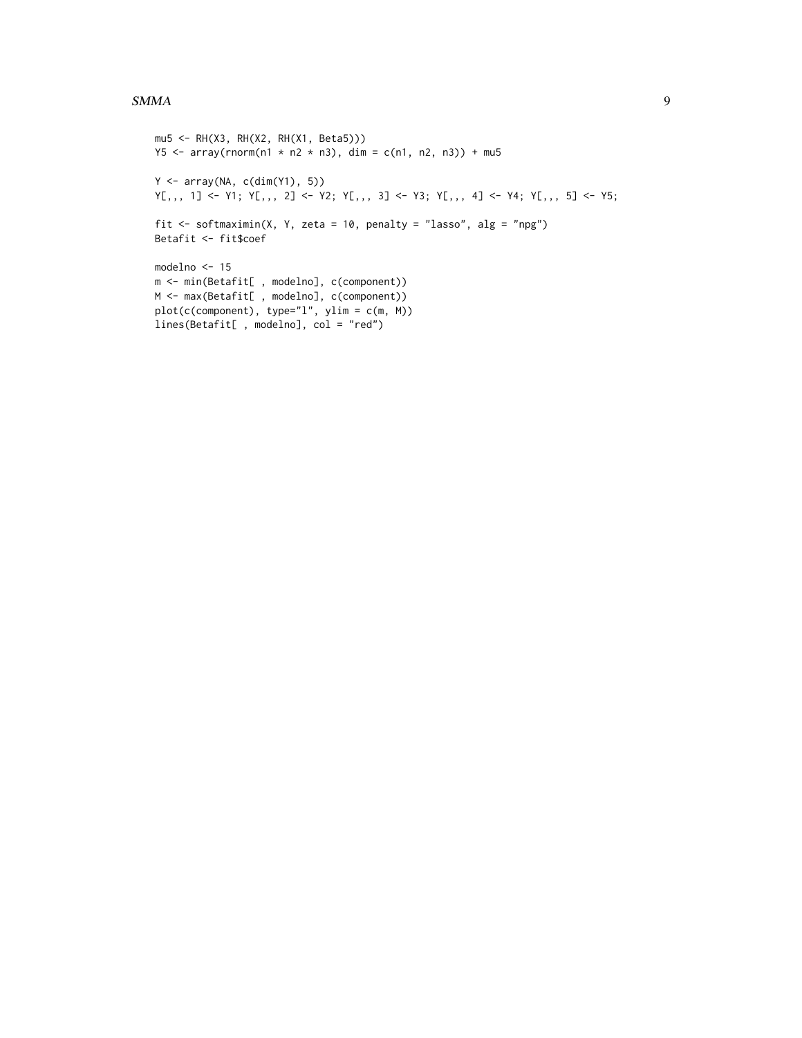```
mu5 <- RH(X3, RH(X2, RH(X1, Beta5)))
Y5 <- array(rnorm(n1 * n2 * n3), dim = c(n1, n2, n3)) + mu5

Y <- array(NA, c(dim(Y1), 5))
Y[,,, 1] <- Y1; Y[,,, 2] <- Y2; Y[,,, 3] <- Y3; Y[,,, 4] <- Y4; Y[,,, 5] <- Y5;

fit <- softmaximin(X, Y, zeta = 10, penalty = "lasso", alg = "npg")
Betafit <- fit$coef

modelno <- 15
m <- min(Betafit[ , modelno], c(component))
M <- max(Betafit[ , modelno], c(component))
plot(c(component), type="l", ylim = c(m, M))
lines(Betafit[ , modelno], col = "red")
```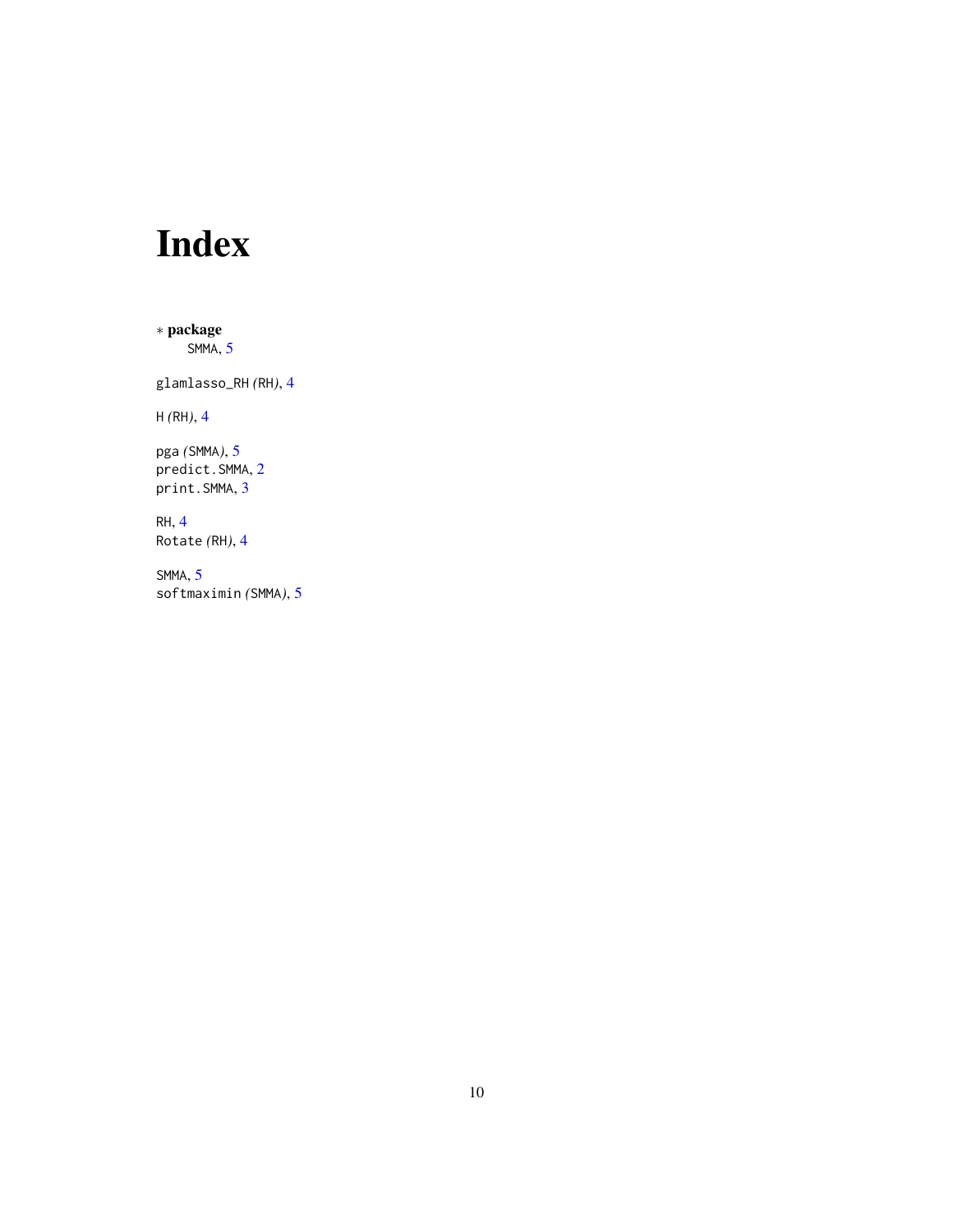# Index

∗ **package**
    SMMA, 5

glamlasso_RH *(*RH*)*, 4

H *(*RH*)*, 4

pga *(*SMMA*)*, 5
predict.SMMA, 2
print.SMMA, 3

RH, 4
Rotate *(*RH*)*, 4

SMMA, 5
softmaximin *(*SMMA*)*, 5